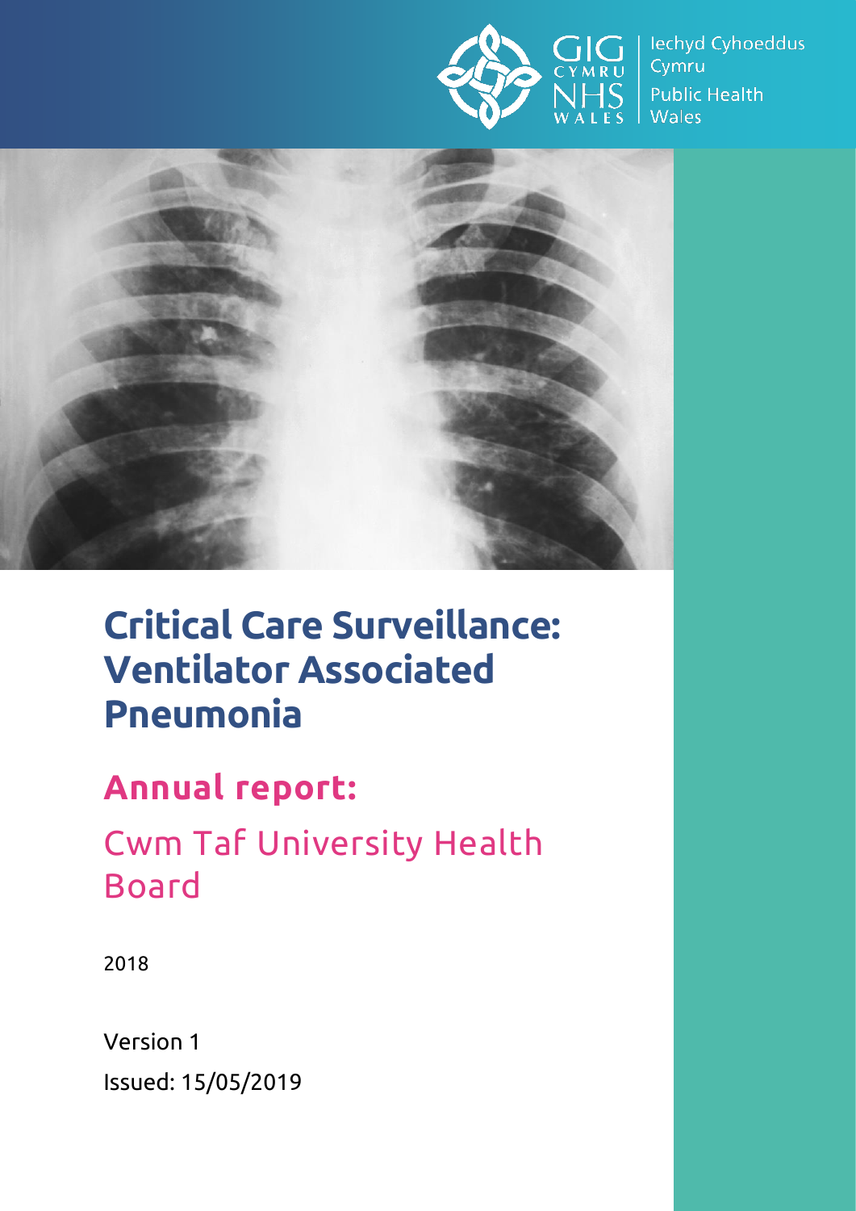Iechyd Cyhoeddus Cymru

Public Health Wales

# Critical Care Surveillance: Ventilator Associated Pneumonia

## Annual report:

Cwm Taf University Health Board

2018

Version 1

Issued: 15/05/2019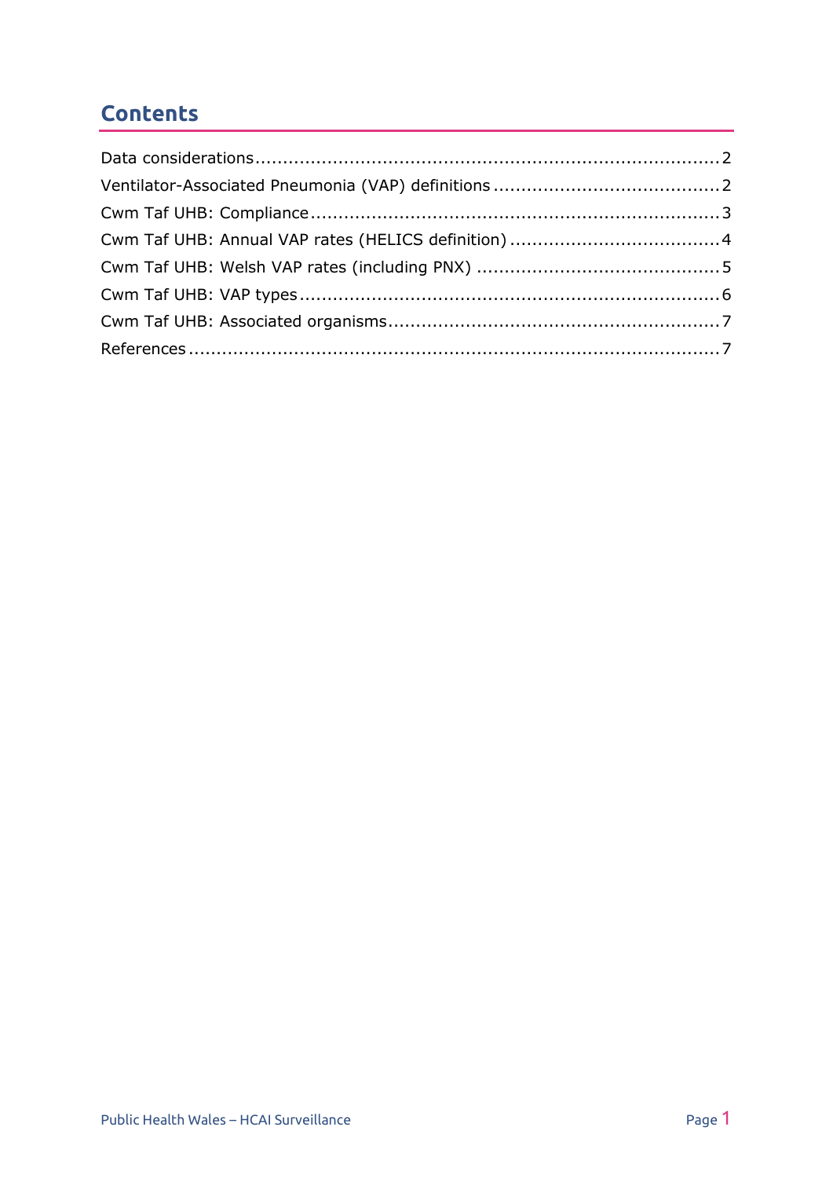## Contents

Data considerations....................................................................................2
Ventilator-Associated Pneumonia (VAP) definitions .........................................2
Cwm Taf UHB: Compliance..........................................................................3
Cwm Taf UHB: Annual VAP rates (HELICS definition) ......................................4
Cwm Taf UHB: Welsh VAP rates (including PNX) ............................................5
Cwm Taf UHB: VAP types............................................................................6
Cwm Taf UHB: Associated organisms............................................................7
References.................................................................................................7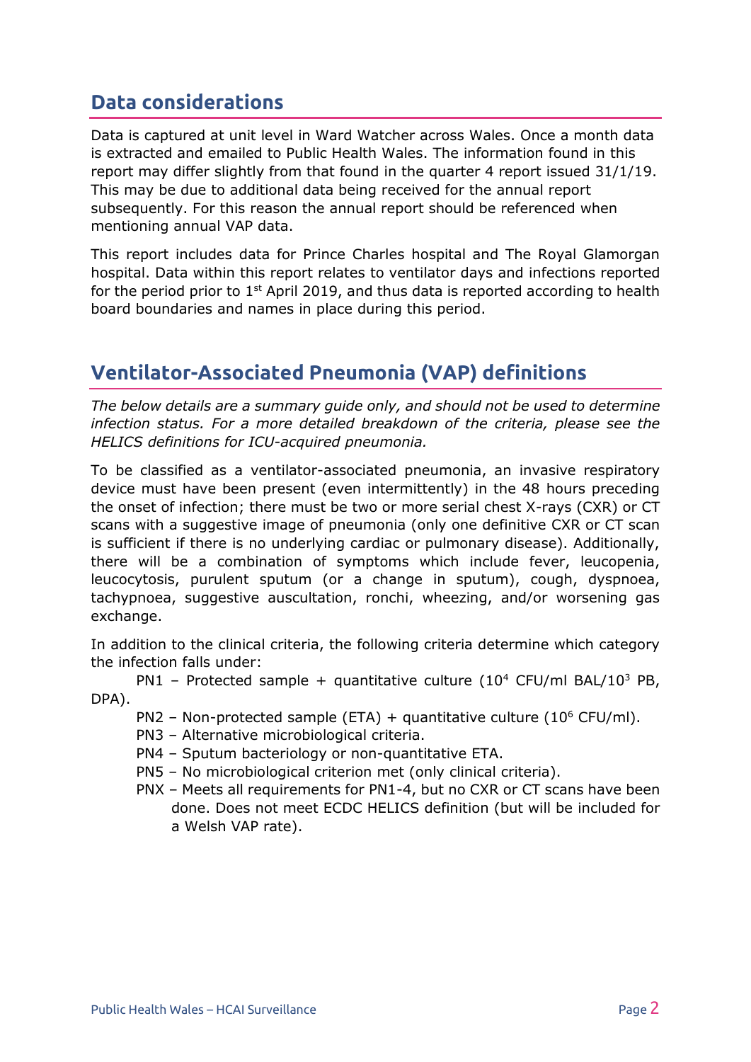## Data considerations

Data is captured at unit level in Ward Watcher across Wales. Once a month data is extracted and emailed to Public Health Wales. The information found in this report may differ slightly from that found in the quarter 4 report issued 31/1/19. This may be due to additional data being received for the annual report subsequently. For this reason the annual report should be referenced when mentioning annual VAP data.

This report includes data for Prince Charles hospital and The Royal Glamorgan hospital. Data within this report relates to ventilator days and infections reported for the period prior to 1st April 2019, and thus data is reported according to health board boundaries and names in place during this period.

## Ventilator-Associated Pneumonia (VAP) definitions

*The below details are a summary guide only, and should not be used to determine infection status. For a more detailed breakdown of the criteria, please see the HELICS definitions for ICU-acquired pneumonia.*

To be classified as a ventilator-associated pneumonia, an invasive respiratory device must have been present (even intermittently) in the 48 hours preceding the onset of infection; there must be two or more serial chest X-rays (CXR) or CT scans with a suggestive image of pneumonia (only one definitive CXR or CT scan is sufficient if there is no underlying cardiac or pulmonary disease). Additionally, there will be a combination of symptoms which include fever, leucopenia, leucocytosis, purulent sputum (or a change in sputum), cough, dyspnoea, tachypnoea, suggestive auscultation, ronchi, wheezing, and/or worsening gas exchange.

In addition to the clinical criteria, the following criteria determine which category the infection falls under:

- PN1 – Protected sample + quantitative culture ($10^4$ CFU/ml BAL/$10^3$ PB, DPA).
- PN2 – Non-protected sample (ETA) + quantitative culture ($10^6$ CFU/ml).
- PN3 – Alternative microbiological criteria.
- PN4 – Sputum bacteriology or non-quantitative ETA.
- PN5 – No microbiological criterion met (only clinical criteria).
- PNX – Meets all requirements for PN1-4, but no CXR or CT scans have been done. Does not meet ECDC HELICS definition (but will be included for a Welsh VAP rate).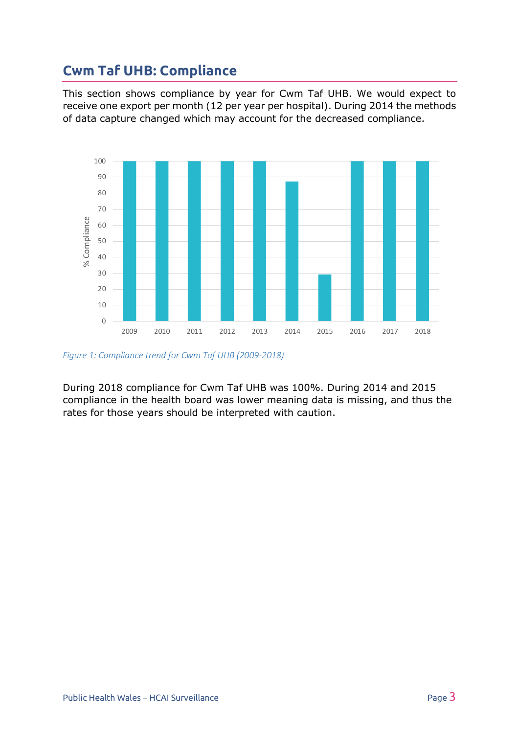## Cwm Taf UHB: Compliance

This section shows compliance by year for Cwm Taf UHB. We would expect to receive one export per month (12 per year per hospital). During 2014 the methods of data capture changed which may account for the decreased compliance.

*Figure 1: Compliance trend for Cwm Taf UHB (2009-2018)*

During 2018 compliance for Cwm Taf UHB was 100%. During 2014 and 2015 compliance in the health board was lower meaning data is missing, and thus the rates for those years should be interpreted with caution.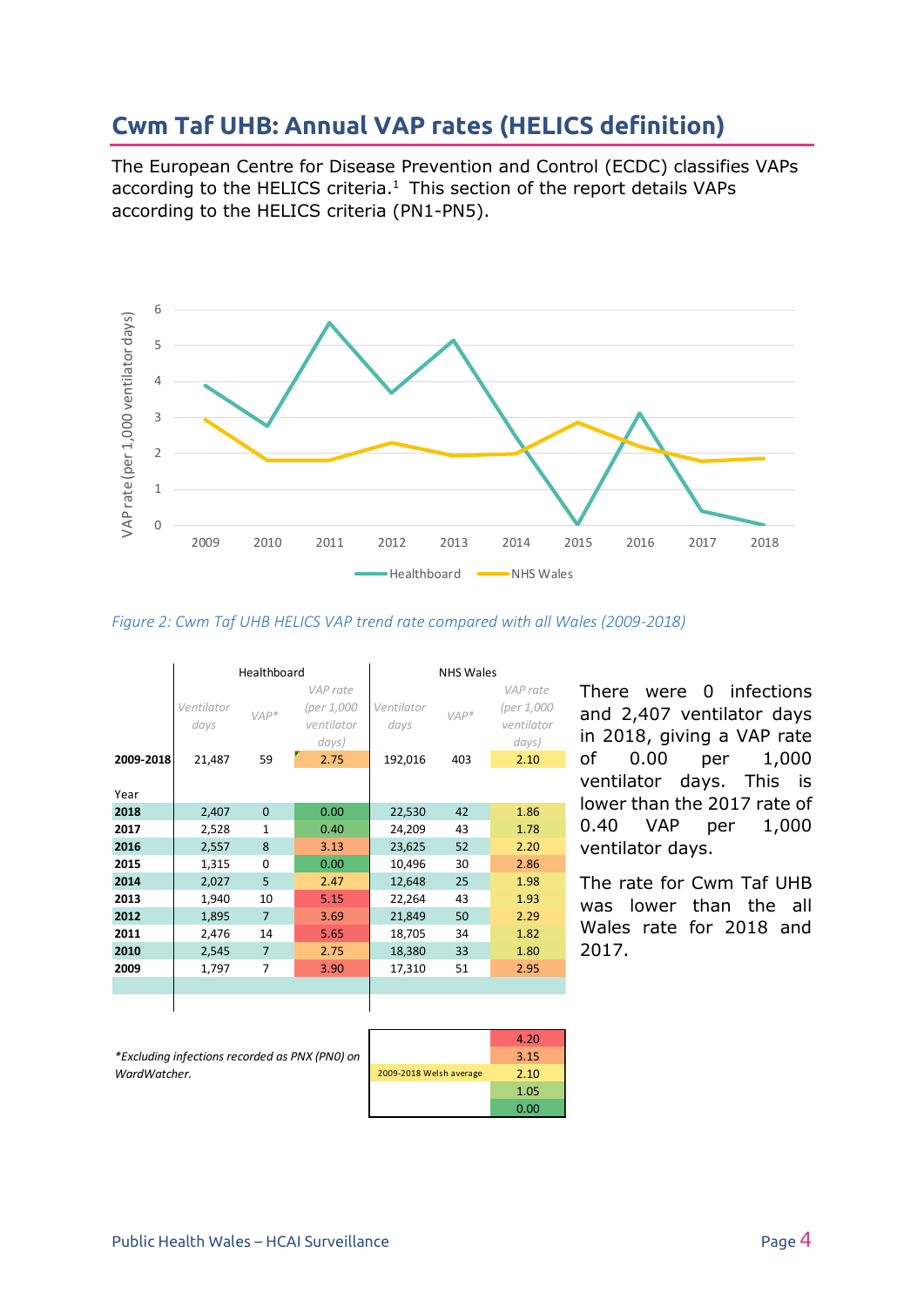## Cwm Taf UHB: Annual VAP rates (HELICS definition)

The European Centre for Disease Prevention and Control (ECDC) classifies VAPs according to the HELICS criteria.[1] This section of the report details VAPs according to the HELICS criteria (PN1-PN5).

*Figure 2: Cwm Taf UHB HELICS VAP trend rate compared with all Wales (2009-2018)*

| | Healthboard | | | NHS Wales | | |
|---|---|---|---|---|---|---|
| | *Ventilator days* | *VAP\** | *VAP rate (per 1,000 ventilator days)* | *Ventilator days* | *VAP\** | *VAP rate (per 1,000 ventilator days)* |
| **2009-2018** | 21,487 | 59 | 2.75 | 192,016 | 403 | 2.10 |
| Year | | | | | | |
| **2018** | 2,407 | 0 | 0.00 | 22,530 | 42 | 1.86 |
| **2017** | 2,528 | 1 | 0.40 | 24,209 | 43 | 1.78 |
| **2016** | 2,557 | 8 | 3.13 | 23,625 | 52 | 2.20 |
| **2015** | 1,315 | 0 | 0.00 | 10,496 | 30 | 2.86 |
| **2014** | 2,027 | 5 | 2.47 | 12,648 | 25 | 1.98 |
| **2013** | 1,940 | 10 | 5.15 | 22,264 | 43 | 1.93 |
| **2012** | 1,895 | 7 | 3.69 | 21,849 | 50 | 2.29 |
| **2011** | 2,476 | 14 | 5.65 | 18,705 | 34 | 1.82 |
| **2010** | 2,545 | 7 | 2.75 | 18,380 | 33 | 1.80 |
| **2009** | 1,797 | 7 | 3.90 | 17,310 | 51 | 2.95 |

*\*Excluding infections recorded as PNX (PN0) on WardWatcher.*

| | |
|---|---|
| | 4.20 |
| | 3.15 |
| 2009-2018 Welsh average | 2.10 |
| | 1.05 |
| | 0.00 |

There were 0 infections and 2,407 ventilator days in 2018, giving a VAP rate of 0.00 per 1,000 ventilator days. This is lower than the 2017 rate of 0.40 VAP per 1,000 ventilator days.

The rate for Cwm Taf UHB was lower than the all Wales rate for 2018 and 2017.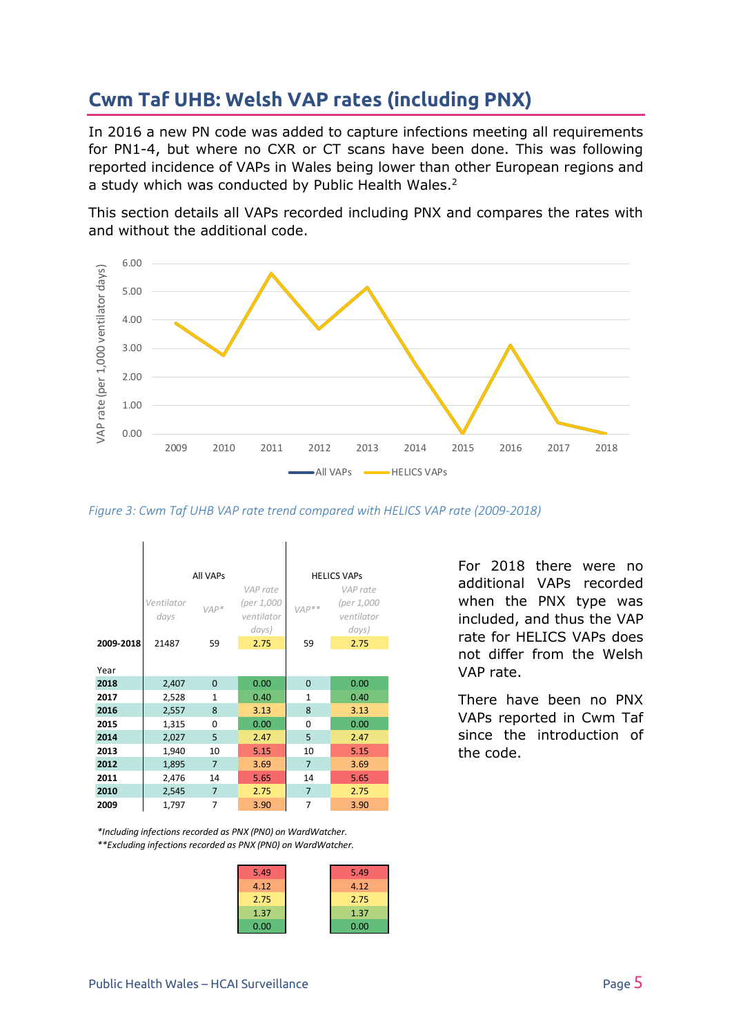## Cwm Taf UHB: Welsh VAP rates (including PNX)

In 2016 a new PN code was added to capture infections meeting all requirements for PN1-4, but where no CXR or CT scans have been done. This was following reported incidence of VAPs in Wales being lower than other European regions and a study which was conducted by Public Health Wales.[2]

This section details all VAPs recorded including PNX and compares the rates with and without the additional code.

*Figure 3: Cwm Taf UHB VAP rate trend compared with HELICS VAP rate (2009-2018)*

| | All VAPs | | | HELICS VAPs | |
|---|---|---|---|---|---|
| | Ventilator days | VAP* | VAP rate (per 1,000 ventilator days) | VAP** | VAP rate (per 1,000 ventilator days) |
| **2009-2018** | 21487 | 59 | 2.75 | 59 | 2.75 |
| Year | | | | | |
| **2018** | 2,407 | 0 | 0.00 | 0 | 0.00 |
| **2017** | 2,528 | 1 | 0.40 | 1 | 0.40 |
| **2016** | 2,557 | 8 | 3.13 | 8 | 3.13 |
| **2015** | 1,315 | 0 | 0.00 | 0 | 0.00 |
| **2014** | 2,027 | 5 | 2.47 | 5 | 2.47 |
| **2013** | 1,940 | 10 | 5.15 | 10 | 5.15 |
| **2012** | 1,895 | 7 | 3.69 | 7 | 3.69 |
| **2011** | 2,476 | 14 | 5.65 | 14 | 5.65 |
| **2010** | 2,545 | 7 | 2.75 | 7 | 2.75 |
| **2009** | 1,797 | 7 | 3.90 | 7 | 3.90 |

*\*Including infections recorded as PNX (PN0) on WardWatcher.*
*\*\*Excluding infections recorded as PNX (PN0) on WardWatcher.*

| All VAPs scale | HELICS VAPs scale |
|---|---|
| 5.49 | 5.49 |
| 4.12 | 4.12 |
| 2.75 | 2.75 |
| 1.37 | 1.37 |
| 0.00 | 0.00 |

For 2018 there were no additional VAPs recorded when the PNX type was included, and thus the VAP rate for HELICS VAPs does not differ from the Welsh VAP rate.

There have been no PNX VAPs reported in Cwm Taf since the introduction of the code.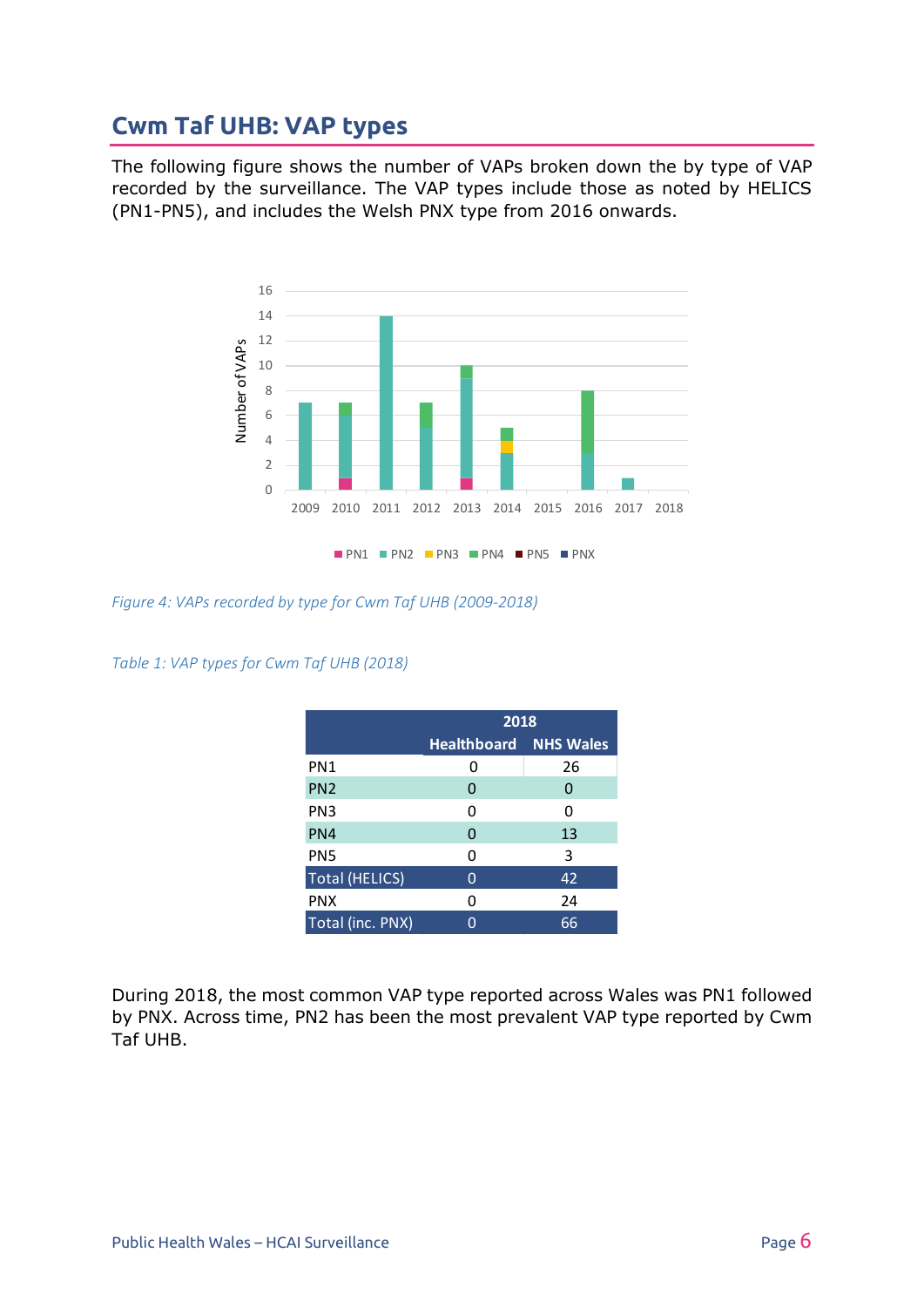## Cwm Taf UHB: VAP types

The following figure shows the number of VAPs broken down the by type of VAP recorded by the surveillance. The VAP types include those as noted by HELICS (PN1-PN5), and includes the Welsh PNX type from 2016 onwards.

*Figure 4: VAPs recorded by type for Cwm Taf UHB (2009-2018)*

*Table 1: VAP types for Cwm Taf UHB (2018)*

| | 2018 | |
|---|---|---|
| | Healthboard | NHS Wales |
| PN1 | 0 | 26 |
| PN2 | 0 | 0 |
| PN3 | 0 | 0 |
| PN4 | 0 | 13 |
| PN5 | 0 | 3 |
| Total (HELICS) | 0 | 42 |
| PNX | 0 | 24 |
| Total (inc. PNX) | 0 | 66 |

During 2018, the most common VAP type reported across Wales was PN1 followed by PNX. Across time, PN2 has been the most prevalent VAP type reported by Cwm Taf UHB.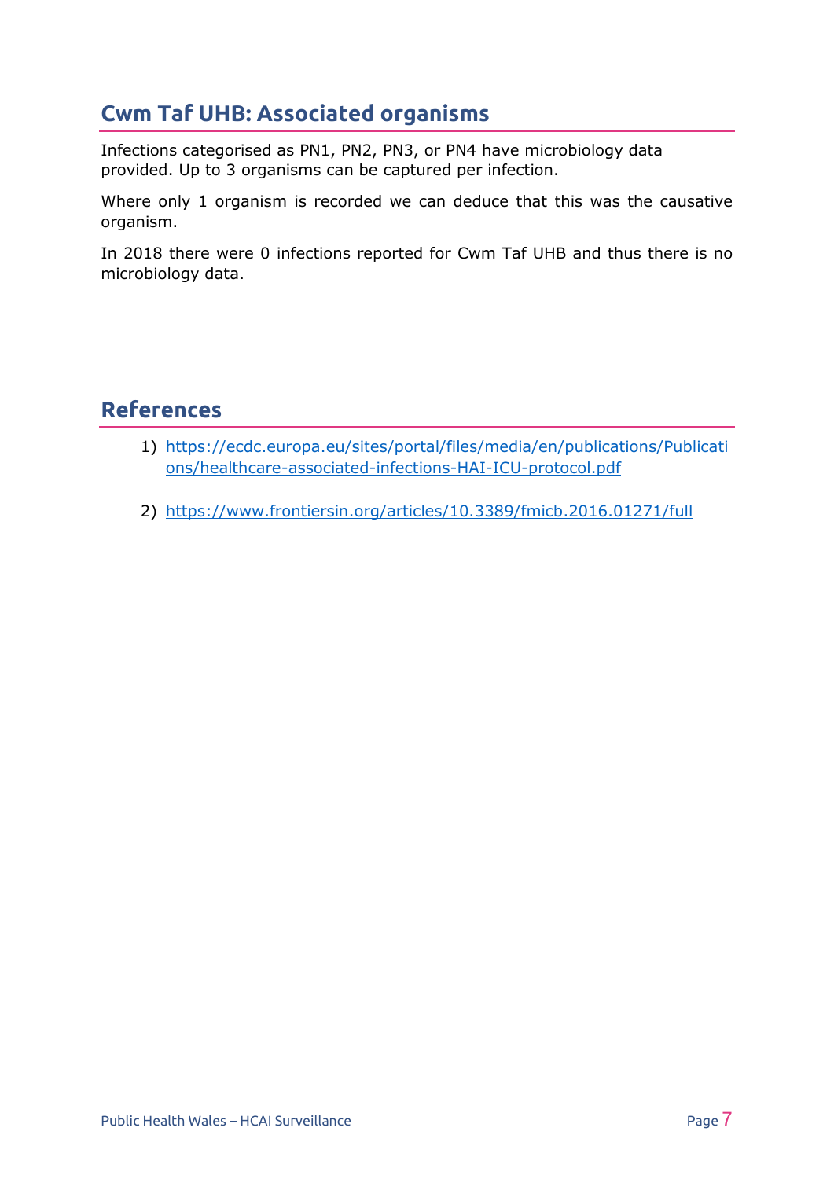## Cwm Taf UHB: Associated organisms

Infections categorised as PN1, PN2, PN3, or PN4 have microbiology data provided. Up to 3 organisms can be captured per infection.

Where only 1 organism is recorded we can deduce that this was the causative organism.

In 2018 there were 0 infections reported for Cwm Taf UHB and thus there is no microbiology data.

## References

1) https://ecdc.europa.eu/sites/portal/files/media/en/publications/Publications/healthcare-associated-infections-HAI-ICU-protocol.pdf

2) https://www.frontiersin.org/articles/10.3389/fmicb.2016.01271/full